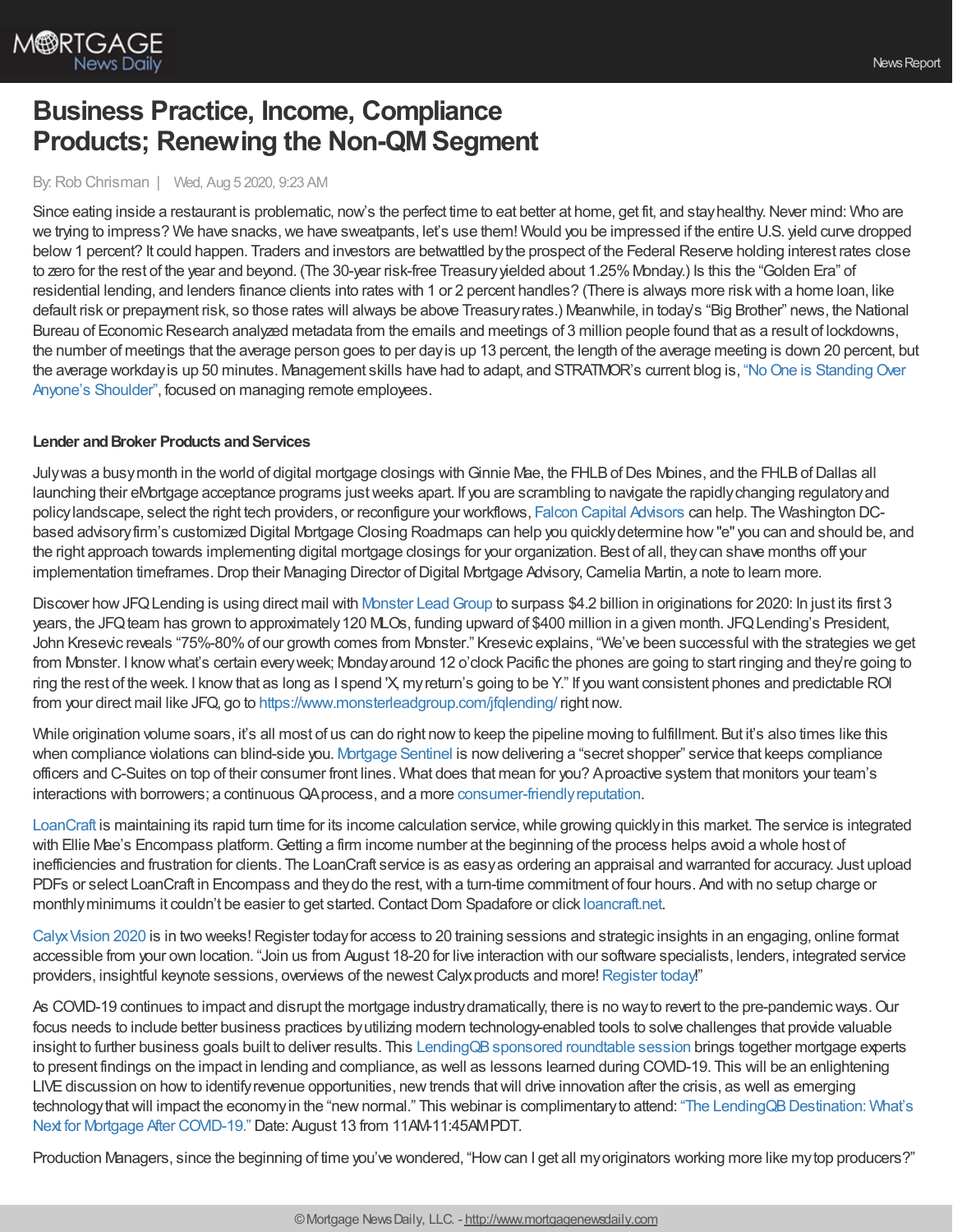# Business Practice, Income, Compliance Products; Renewing the Non-QM Segment

By: Rob Chrisman | Wed, Aug 5 2020, 9:23 AM

Since eating inside a restaurant is problematic, now's the perfect time to eat better at home, get fit, and stay healthy. Never mind: Who are we trying to impress? We have snacks, we have sweatpants, let's use them! Would you be impressed if the entire U.S. yield curve dropped below 1 percent? It could happen. Traders and investors are betwattled by the prospect of the Federal Reserve holding interest rates close to zero for the rest of the year and beyond. (The 30-year risk-free Treasury yielded about 1.25% Monday.) Is this the "Golden Era" of residential lending, and lenders finance clients into rates with 1 or 2 percent handles? (There is always more risk with a home loan, like default risk or prepayment risk, so those rates will always be above Treasury rates.) Meanwhile, in today's "Big Brother" news, the National Bureau of Economic Research analyzed metadata from the emails and meetings of 3 million people found that as a result of lockdowns, the number of meetings that the average person goes to per day is up 13 percent, the length of the average meeting is down 20 percent, but the average workday is up 50 minutes. Management skills have had to adapt, and STRATMOR's current blog is, "No One is Standing Over Anyone's Shoulder", focused on managing remote employees.

**Lender and Broker Products and Services**

July was a busy month in the world of digital mortgage closings with Ginnie Mae, the FHLB of Des Moines, and the FHLB of Dallas all launching their eMortgage acceptance programs just weeks apart. If you are scrambling to navigate the rapidly changing regulatory and policy landscape, select the right tech providers, or reconfigure your workflows, Falcon Capital Advisors can help. The Washington DC-based advisory firm's customized Digital Mortgage Closing Roadmaps can help you quickly determine how "e" you can and should be, and the right approach towards implementing digital mortgage closings for your organization. Best of all, they can shave months off your implementation timeframes. Drop their Managing Director of Digital Mortgage Advisory, Camelia Martin, a note to learn more.

Discover how JFQ Lending is using direct mail with Monster Lead Group to surpass $4.2 billion in originations for 2020: In just its first 3 years, the JFQ team has grown to approximately 120 MLOs, funding upward of $400 million in a given month. JFQ Lending's President, John Kresevic reveals "75%-80% of our growth comes from Monster." Kresevic explains, "We've been successful with the strategies we get from Monster. I know what's certain every week; Monday around 12 o'clock Pacific the phones are going to start ringing and they're going to ring the rest of the week. I know that as long as I spend 'X, my return's going to be Y." If you want consistent phones and predictable ROI from your direct mail like JFQ, go to https://www.monsterleadgroup.com/jfqlending/ right now.

While origination volume soars, it's all most of us can do right now to keep the pipeline moving to fulfillment. But it's also times like this when compliance violations can blind-side you. Mortgage Sentinel is now delivering a "secret shopper" service that keeps compliance officers and C-Suites on top of their consumer front lines. What does that mean for you? A proactive system that monitors your team's interactions with borrowers; a continuous QA process, and a more consumer-friendly reputation.

LoanCraft is maintaining its rapid turn time for its income calculation service, while growing quickly in this market. The service is integrated with Ellie Mae's Encompass platform. Getting a firm income number at the beginning of the process helps avoid a whole host of inefficiencies and frustration for clients. The LoanCraft service is as easy as ordering an appraisal and warranted for accuracy. Just upload PDFs or select LoanCraft in Encompass and they do the rest, with a turn-time commitment of four hours. And with no setup charge or monthly minimums it couldn't be easier to get started. Contact Dom Spadafore or click loancraft.net.

Calyx Vision 2020 is in two weeks! Register today for access to 20 training sessions and strategic insights in an engaging, online format accessible from your own location. "Join us from August 18-20 for live interaction with our software specialists, lenders, integrated service providers, insightful keynote sessions, overviews of the newest Calyx products and more! Register today!"

As COVID-19 continues to impact and disrupt the mortgage industry dramatically, there is no way to revert to the pre-pandemic ways. Our focus needs to include better business practices by utilizing modern technology-enabled tools to solve challenges that provide valuable insight to further business goals built to deliver results. This LendingQB sponsored roundtable session brings together mortgage experts to present findings on the impact in lending and compliance, as well as lessons learned during COVID-19. This will be an enlightening LIVE discussion on how to identify revenue opportunities, new trends that will drive innovation after the crisis, as well as emerging technology that will impact the economy in the "new normal." This webinar is complimentary to attend: "The LendingQB Destination: What's Next for Mortgage After COVID-19." Date: August 13 from 11AM-11:45AM PDT.

Production Managers, since the beginning of time you've wondered, "How can I get all my originators working more like my top producers?"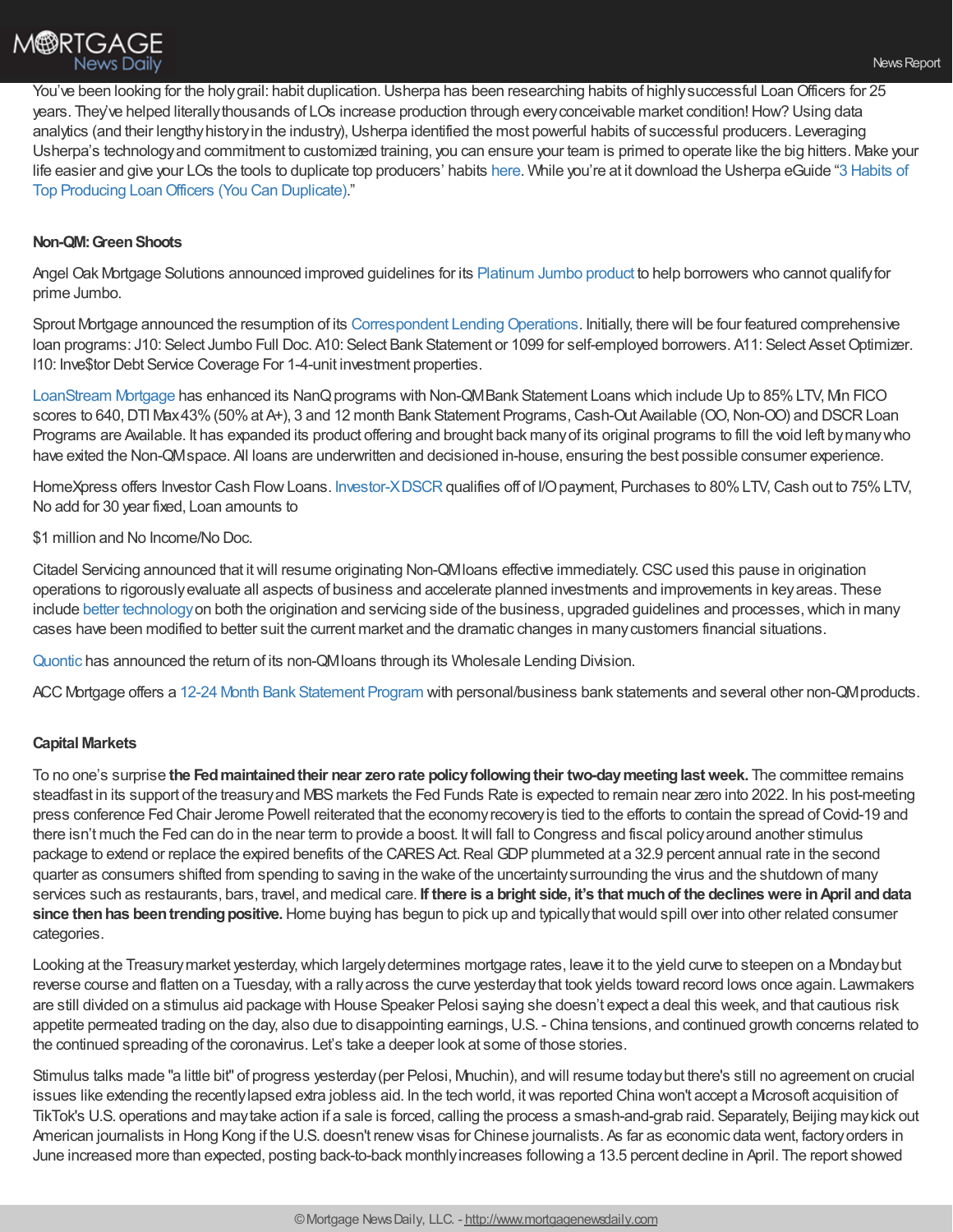You've been looking for the holy grail: habit duplication. Usherpa has been researching habits of highly successful Loan Officers for 25 years. They've helped literally thousands of LOs increase production through every conceivable market condition! How? Using data analytics (and their lengthy history in the industry), Usherpa identified the most powerful habits of successful producers. Leveraging Usherpa's technology and commitment to customized training, you can ensure your team is primed to operate like the big hitters. Make your life easier and give your LOs the tools to duplicate top producers' habits here. While you're at it download the Usherpa eGuide "3 Habits of Top Producing Loan Officers (You Can Duplicate)."

**Non-QM: Green Shoots**

Angel Oak Mortgage Solutions announced improved guidelines for its Platinum Jumbo product to help borrowers who cannot qualify for prime Jumbo.

Sprout Mortgage announced the resumption of its Correspondent Lending Operations. Initially, there will be four featured comprehensive loan programs: J10: Select Jumbo Full Doc. A10: Select Bank Statement or 1099 for self-employed borrowers. A11: Select Asset Optimizer. I10: Inve$tor Debt Service Coverage For 1-4-unit investment properties.

LoanStream Mortgage has enhanced its NanQ programs with Non-QM Bank Statement Loans which include Up to 85% LTV, Min FICO scores to 640, DTI Max 43% (50% at A+), 3 and 12 month Bank Statement Programs, Cash-Out Available (OO, Non-OO) and DSCR Loan Programs are Available. It has expanded its product offering and brought back many of its original programs to fill the void left by many who have exited the Non-QM space. All loans are underwritten and decisioned in-house, ensuring the best possible consumer experience.

HomeXpress offers Investor Cash Flow Loans. Investor-X DSCR qualifies off of I/O payment, Purchases to 80% LTV, Cash out to 75% LTV, No add for 30 year fixed, Loan amounts to

$1 million and No Income/No Doc.

Citadel Servicing announced that it will resume originating Non-QM loans effective immediately. CSC used this pause in origination operations to rigorously evaluate all aspects of business and accelerate planned investments and improvements in key areas. These include better technology on both the origination and servicing side of the business, upgraded guidelines and processes, which in many cases have been modified to better suit the current market and the dramatic changes in many customers financial situations.

Quontic has announced the return of its non-QM loans through its Wholesale Lending Division.

ACC Mortgage offers a 12-24 Month Bank Statement Program with personal/business bank statements and several other non-QM products.

**Capital Markets**

To no one's surprise **the Fed maintained their near zero rate policy following their two-day meeting last week.** The committee remains steadfast in its support of the treasury and MBS markets the Fed Funds Rate is expected to remain near zero into 2022. In his post-meeting press conference Fed Chair Jerome Powell reiterated that the economy recovery is tied to the efforts to contain the spread of Covid-19 and there isn't much the Fed can do in the near term to provide a boost. It will fall to Congress and fiscal policy around another stimulus package to extend or replace the expired benefits of the CARES Act. Real GDP plummeted at a 32.9 percent annual rate in the second quarter as consumers shifted from spending to saving in the wake of the uncertainty surrounding the virus and the shutdown of many services such as restaurants, bars, travel, and medical care. **If there is a bright side, it's that much of the declines were in April and data since then has been trending positive.** Home buying has begun to pick up and typically that would spill over into other related consumer categories.

Looking at the Treasury market yesterday, which largely determines mortgage rates, leave it to the yield curve to steepen on a Monday but reverse course and flatten on a Tuesday, with a rally across the curve yesterday that took yields toward record lows once again. Lawmakers are still divided on a stimulus aid package with House Speaker Pelosi saying she doesn't expect a deal this week, and that cautious risk appetite permeated trading on the day, also due to disappointing earnings, U.S. - China tensions, and continued growth concerns related to the continued spreading of the coronavirus. Let's take a deeper look at some of those stories.

Stimulus talks made "a little bit" of progress yesterday (per Pelosi, Mnuchin), and will resume today but there's still no agreement on crucial issues like extending the recently lapsed extra jobless aid. In the tech world, it was reported China won't accept a Microsoft acquisition of TikTok's U.S. operations and may take action if a sale is forced, calling the process a smash-and-grab raid. Separately, Beijing may kick out American journalists in Hong Kong if the U.S. doesn't renew visas for Chinese journalists. As far as economic data went, factory orders in June increased more than expected, posting back-to-back monthly increases following a 13.5 percent decline in April. The report showed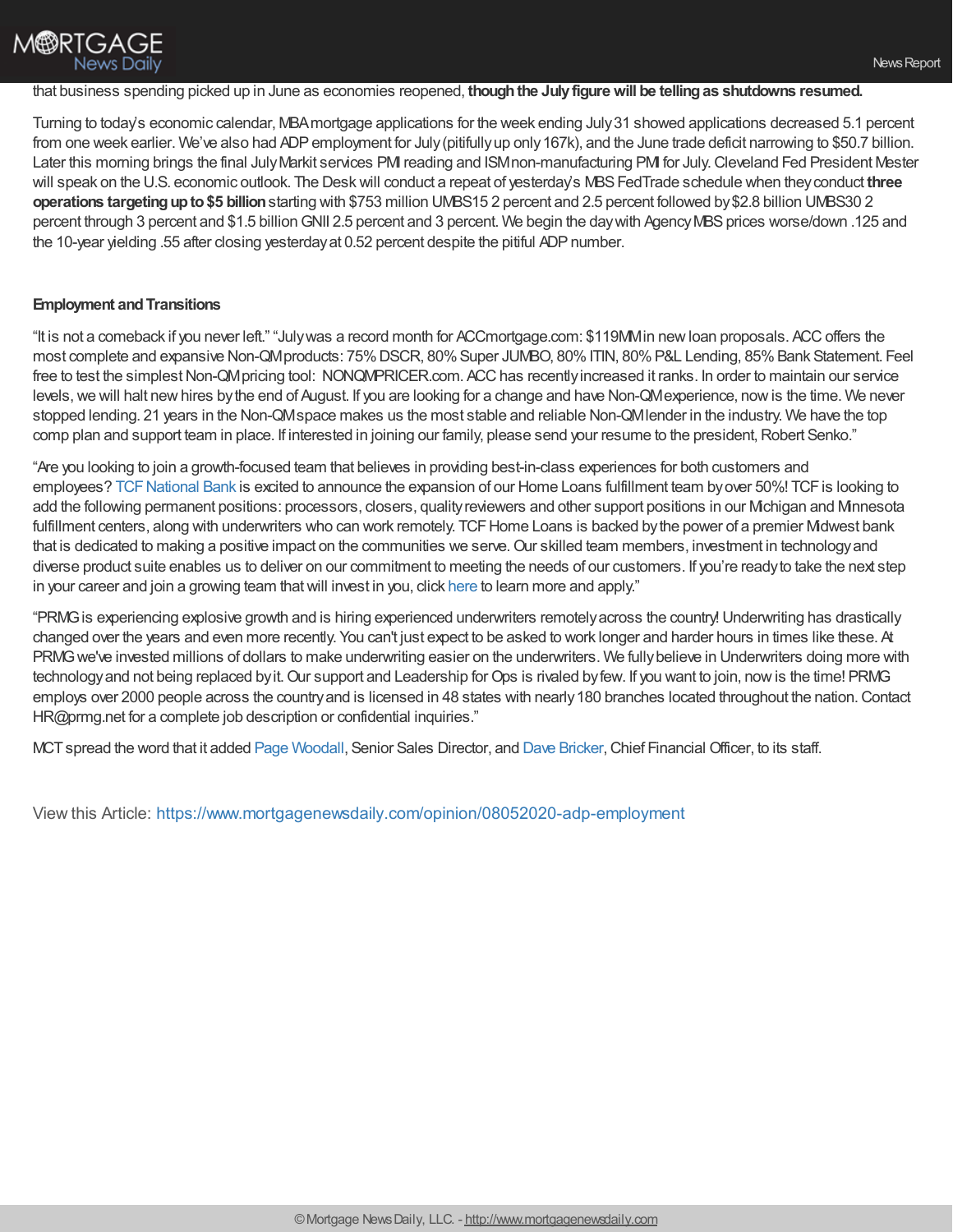that business spending picked up in June as economies reopened, **though the July figure will be telling as shutdowns resumed.**

Turning to today's economic calendar, MBA mortgage applications for the week ending July 31 showed applications decreased 5.1 percent from one week earlier. We've also had ADP employment for July (pitifully up only 167k), and the June trade deficit narrowing to $50.7 billion. Later this morning brings the final July Markit services PMI reading and ISM non-manufacturing PMI for July. Cleveland Fed President Mester will speak on the U.S. economic outlook. The Desk will conduct a repeat of yesterday's MBS FedTrade schedule when they conduct **three operations targeting up to $5 billion** starting with $753 million UMBS15 2 percent and 2.5 percent followed by $2.8 billion UMBS30 2 percent through 3 percent and $1.5 billion GNII 2.5 percent and 3 percent. We begin the day with Agency MBS prices worse/down .125 and the 10-year yielding .55 after closing yesterday at 0.52 percent despite the pitiful ADP number.

**Employment and Transitions**

"It is not a comeback if you never left." "July was a record month for ACCmortgage.com: $119MM in new loan proposals. ACC offers the most complete and expansive Non-QM products: 75% DSCR, 80% Super JUMBO, 80% ITIN, 80% P&L Lending, 85% Bank Statement. Feel free to test the simplest Non-QM pricing tool: NONQMPRICER.com. ACC has recently increased it ranks. In order to maintain our service levels, we will halt new hires by the end of August. If you are looking for a change and have Non-QM experience, now is the time. We never stopped lending. 21 years in the Non-QM space makes us the most stable and reliable Non-QM lender in the industry. We have the top comp plan and support team in place. If interested in joining our family, please send your resume to the president, Robert Senko."

"Are you looking to join a growth-focused team that believes in providing best-in-class experiences for both customers and employees? TCF National Bank is excited to announce the expansion of our Home Loans fulfillment team by over 50%! TCF is looking to add the following permanent positions: processors, closers, quality reviewers and other support positions in our Michigan and Minnesota fulfillment centers, along with underwriters who can work remotely. TCF Home Loans is backed by the power of a premier Midwest bank that is dedicated to making a positive impact on the communities we serve. Our skilled team members, investment in technology and diverse product suite enables us to deliver on our commitment to meeting the needs of our customers. If you're ready to take the next step in your career and join a growing team that will invest in you, click here to learn more and apply."

"PRMG is experiencing explosive growth and is hiring experienced underwriters remotely across the country! Underwriting has drastically changed over the years and even more recently. You can't just expect to be asked to work longer and harder hours in times like these. At PRMG we've invested millions of dollars to make underwriting easier on the underwriters. We fully believe in Underwriters doing more with technology and not being replaced by it. Our support and Leadership for Ops is rivaled by few. If you want to join, now is the time! PRMG employs over 2000 people across the country and is licensed in 48 states with nearly 180 branches located throughout the nation. Contact HR@prmg.net for a complete job description or confidential inquiries."

MCT spread the word that it added Page Woodall, Senior Sales Director, and Dave Bricker, Chief Financial Officer, to its staff.

View this Article: https://www.mortgagenewsdaily.com/opinion/08052020-adp-employment